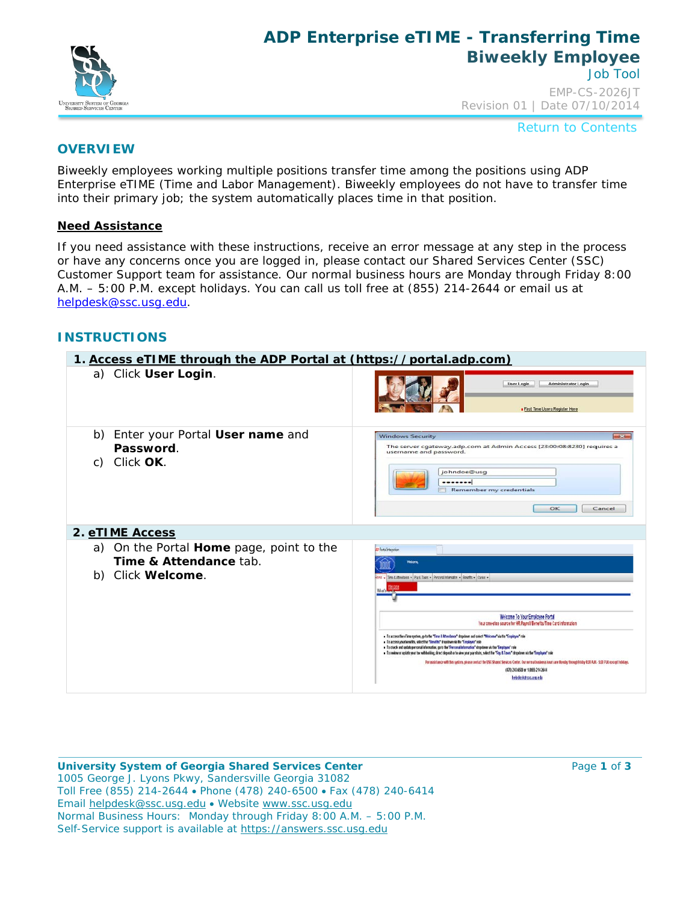# ADP Enterprise eTIME - Transferring Time Biweekly Employee

Job Tool

EMP-CS-2026JT
Revision 01 | Date 07/10/2014

Return to Contents

## OVERVIEW

Biweekly employees working multiple positions transfer time among the positions using ADP Enterprise eTIME (Time and Labor Management). Biweekly employees do not have to transfer time into their primary job; the system automatically places time in that position.

### Need Assistance

If you need assistance with these instructions, receive an error message at any step in the process or have any concerns once you are logged in, please contact our Shared Services Center (SSC) Customer Support team for assistance. Our normal business hours are Monday through Friday 8:00 A.M. – 5:00 P.M. except holidays. You can call us toll free at (855) 214-2644 or email us at helpdesk@ssc.usg.edu.

## INSTRUCTIONS

| 1. Access eTIME through the ADP Portal at (https://portal.adp.com) | |
|---|---|
| a) Click **User Login**. | |
| b) Enter your Portal **User name** and **Password**.<br>c) Click **OK**. | |
| **2. eTIME Access** | |
| a) On the Portal **Home** page, point to the **Time & Attendance** tab.<br>b) Click **Welcome**. | |

**University System of Georgia Shared Services Center**
1005 George J. Lyons Pkwy, Sandersville Georgia 31082
Toll Free (855) 214-2644 • Phone (478) 240-6500 • Fax (478) 240-6414
Email helpdesk@ssc.usg.edu • Website www.ssc.usg.edu
Normal Business Hours: Monday through Friday 8:00 A.M. – 5:00 P.M.
Self-Service support is available at https://answers.ssc.usg.edu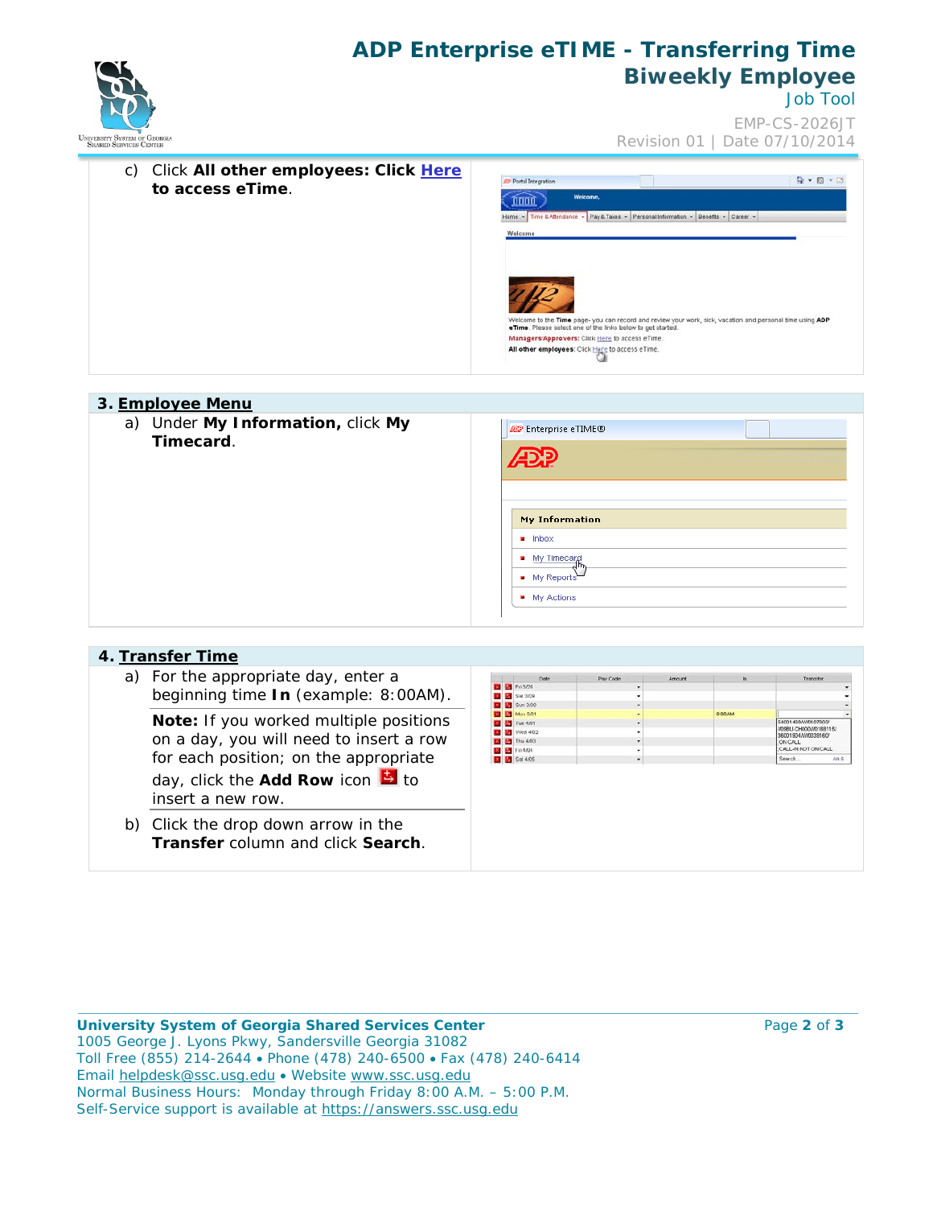c) Click **All other employees: Click Here to access eTime**.

## 3. Employee Menu

a) Under **My Information,** click **My Timecard**.

## 4. Transfer Time

a) For the appropriate day, enter a beginning time **In** (example: 8:00AM).

**Note:** If you worked multiple positions on a day, you will need to insert a row for each position; on the appropriate day, click the **Add Row** icon to insert a new row.

b) Click the drop down arrow in the **Transfer** column and click **Search**.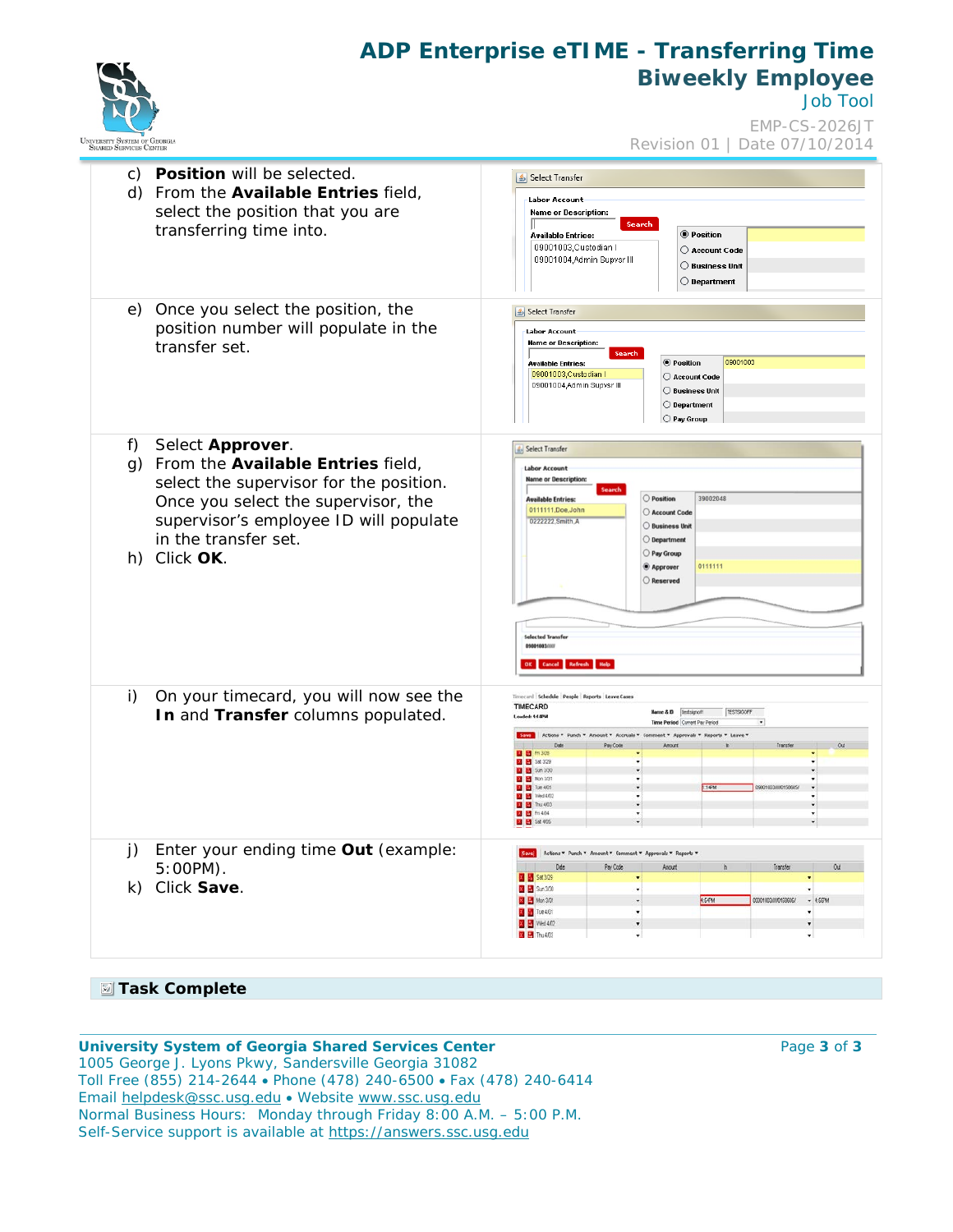c) **Position** will be selected.
d) From the **Available Entries** field, select the position that you are transferring time into.

e) Once you select the position, the position number will populate in the transfer set.

f) Select **Approver**.
g) From the **Available Entries** field, select the supervisor for the position. Once you select the supervisor, the supervisor's employee ID will populate in the transfer set.
h) Click **OK**.

i) On your timecard, you will now see the **In** and **Transfer** columns populated.

j) Enter your ending time **Out** (example: 5:00PM).
k) Click **Save**.

**Task Complete**

**University System of Georgia Shared Services Center**
1005 George J. Lyons Pkwy, Sandersville Georgia 31082
Toll Free (855) 214-2644 • Phone (478) 240-6500 • Fax (478) 240-6414
Email helpdesk@ssc.usg.edu • Website www.ssc.usg.edu
Normal Business Hours: Monday through Friday 8:00 A.M. – 5:00 P.M.
Self-Service support is available at https://answers.ssc.usg.edu